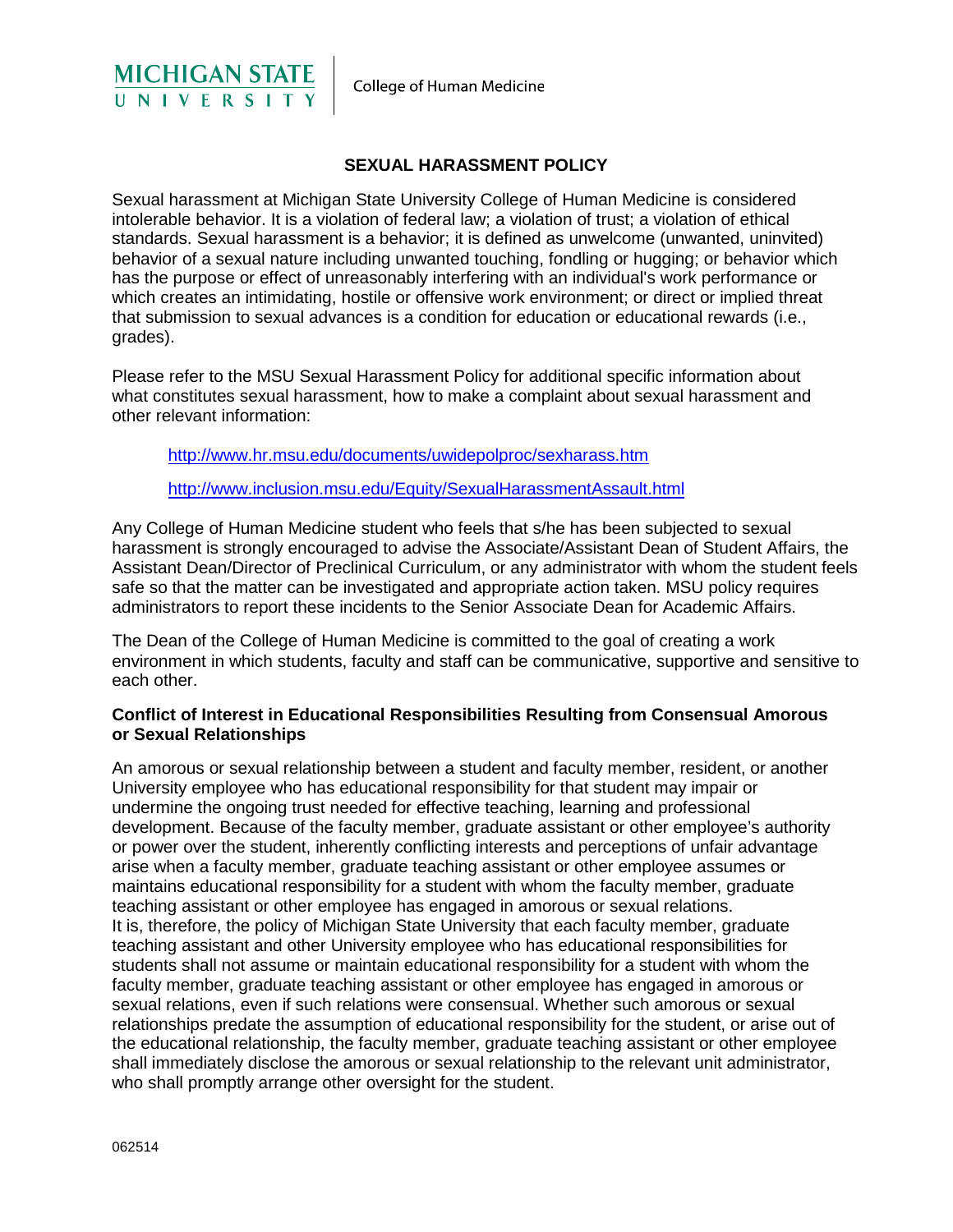MICHIGAN STATE UNIVERSITY | College of Human Medicine

# SEXUAL HARASSMENT POLICY

Sexual harassment at Michigan State University College of Human Medicine is considered intolerable behavior. It is a violation of federal law; a violation of trust; a violation of ethical standards. Sexual harassment is a behavior; it is defined as unwelcome (unwanted, uninvited) behavior of a sexual nature including unwanted touching, fondling or hugging; or behavior which has the purpose or effect of unreasonably interfering with an individual's work performance or which creates an intimidating, hostile or offensive work environment; or direct or implied threat that submission to sexual advances is a condition for education or educational rewards (i.e., grades).

Please refer to the MSU Sexual Harassment Policy for additional specific information about what constitutes sexual harassment, how to make a complaint about sexual harassment and other relevant information:

> http://www.hr.msu.edu/documents/uwidepolproc/sexharass.htm
>
> http://www.inclusion.msu.edu/Equity/SexualHarassmentAssault.html

Any College of Human Medicine student who feels that s/he has been subjected to sexual harassment is strongly encouraged to advise the Associate/Assistant Dean of Student Affairs, the Assistant Dean/Director of Preclinical Curriculum, or any administrator with whom the student feels safe so that the matter can be investigated and appropriate action taken. MSU policy requires administrators to report these incidents to the Senior Associate Dean for Academic Affairs.

The Dean of the College of Human Medicine is committed to the goal of creating a work environment in which students, faculty and staff can be communicative, supportive and sensitive to each other.

**Conflict of Interest in Educational Responsibilities Resulting from Consensual Amorous or Sexual Relationships**

An amorous or sexual relationship between a student and faculty member, resident, or another University employee who has educational responsibility for that student may impair or undermine the ongoing trust needed for effective teaching, learning and professional development. Because of the faculty member, graduate assistant or other employee's authority or power over the student, inherently conflicting interests and perceptions of unfair advantage arise when a faculty member, graduate teaching assistant or other employee assumes or maintains educational responsibility for a student with whom the faculty member, graduate teaching assistant or other employee has engaged in amorous or sexual relations. It is, therefore, the policy of Michigan State University that each faculty member, graduate teaching assistant and other University employee who has educational responsibilities for students shall not assume or maintain educational responsibility for a student with whom the faculty member, graduate teaching assistant or other employee has engaged in amorous or sexual relations, even if such relations were consensual. Whether such amorous or sexual relationships predate the assumption of educational responsibility for the student, or arise out of the educational relationship, the faculty member, graduate teaching assistant or other employee shall immediately disclose the amorous or sexual relationship to the relevant unit administrator, who shall promptly arrange other oversight for the student.

062514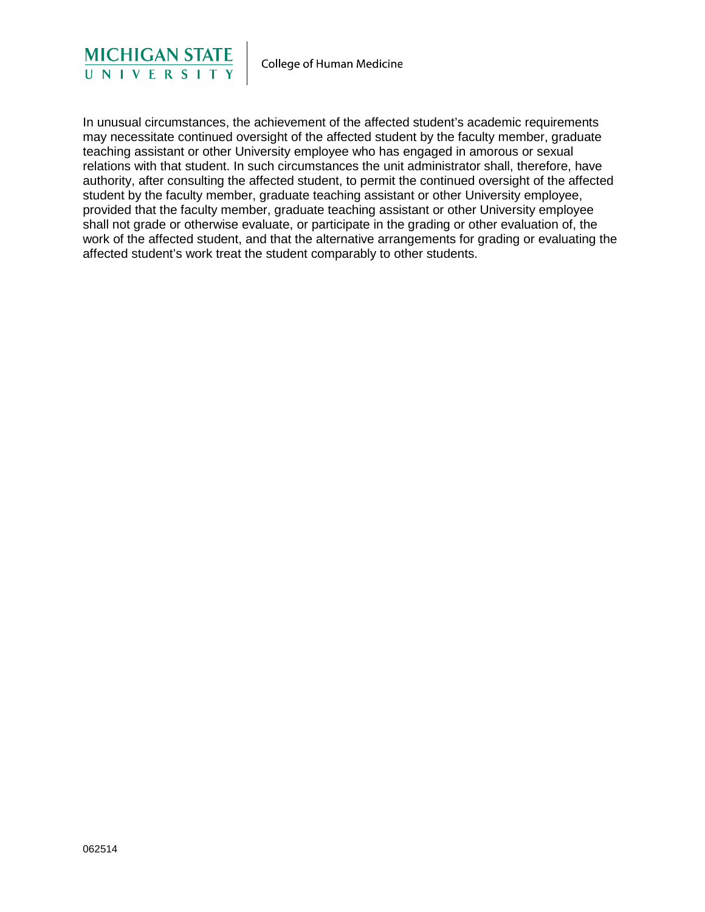In unusual circumstances, the achievement of the affected student's academic requirements may necessitate continued oversight of the affected student by the faculty member, graduate teaching assistant or other University employee who has engaged in amorous or sexual relations with that student. In such circumstances the unit administrator shall, therefore, have authority, after consulting the affected student, to permit the continued oversight of the affected student by the faculty member, graduate teaching assistant or other University employee, provided that the faculty member, graduate teaching assistant or other University employee shall not grade or otherwise evaluate, or participate in the grading or other evaluation of, the work of the affected student, and that the alternative arrangements for grading or evaluating the affected student's work treat the student comparably to other students.

062514